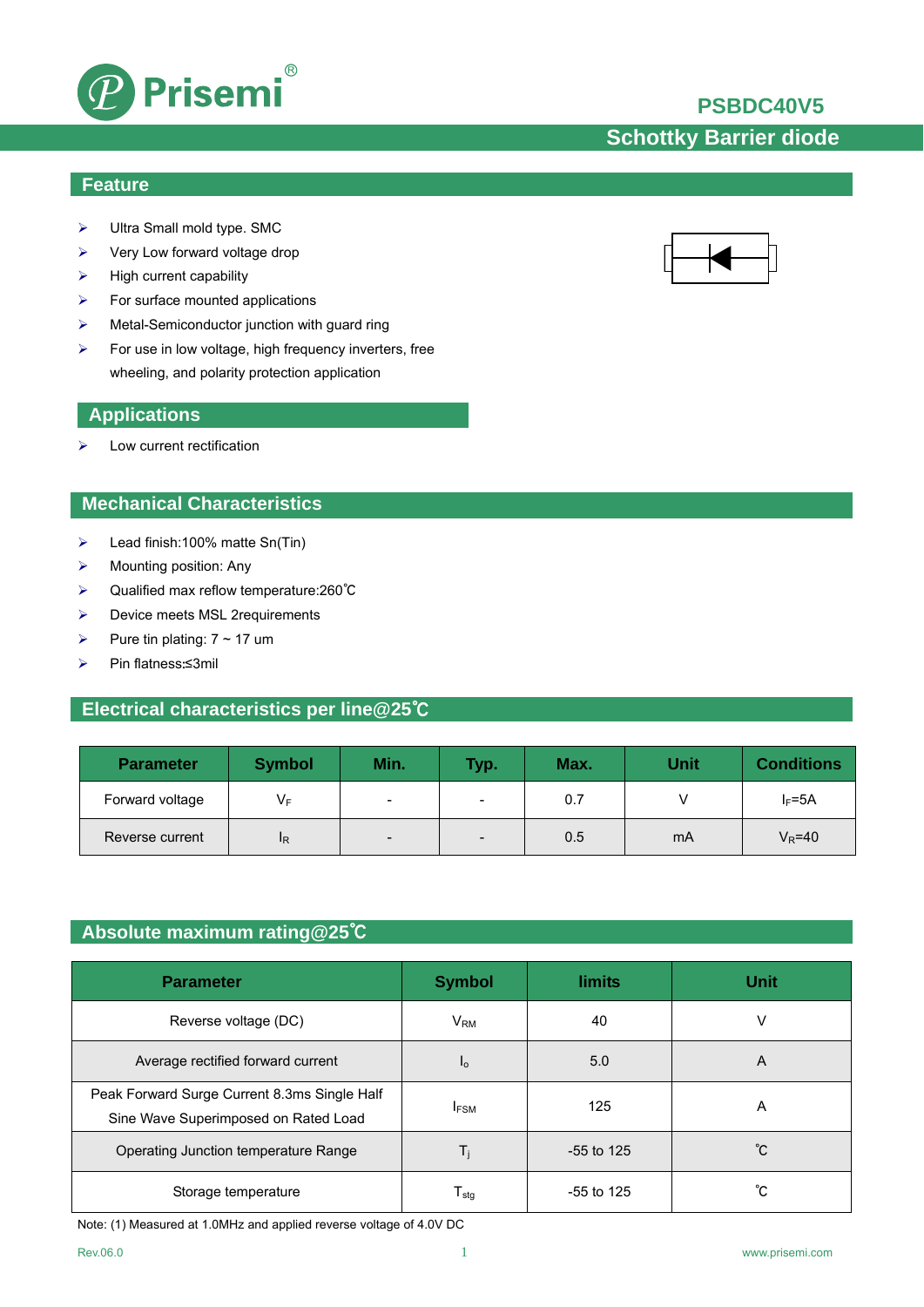# PSBDC40V5

## Schottky Barrier diode

## Feature

- Ultra Small mold type. SMC
- Very Low forward voltage drop
- High current capability
- For surface mounted applications
- Metal-Semiconductor junction with guard ring
- For use in low voltage, high frequency inverters, free wheeling, and polarity protection application

## Applications

- Low current rectification

## Mechanical Characteristics

- Lead finish:100% matte Sn(Tin)
- Mounting position: Any
- Qualified max reflow temperature:260℃
- Device meets MSL 2requirements
- Pure tin plating: 7 ~ 17 um
- Pin flatness:≤3mil

## Electrical characteristics per line@25℃

| Parameter | Symbol | Min. | Typ. | Max. | Unit | Conditions |
|---|---|---|---|---|---|---|
| Forward voltage | $V_F$ | - | - | 0.7 | V | $I_F$=5A |
| Reverse current | $I_R$ | - | - | 0.5 | mA | $V_R$=40 |

## Absolute maximum rating@25℃

| Parameter | Symbol | limits | Unit |
|---|---|---|---|
| Reverse voltage (DC) | $V_{RM}$ | 40 | V |
| Average rectified forward current | $I_o$ | 5.0 | A |
| Peak Forward Surge Current 8.3ms Single Half Sine Wave Superimposed on Rated Load | $I_{FSM}$ | 125 | A |
| Operating Junction temperature Range | $T_j$ | -55 to 125 | ℃ |
| Storage temperature | $T_{stg}$ | -55 to 125 | ℃ |

Note: (1) Measured at 1.0MHz and applied reverse voltage of 4.0V DC

Rev.06.0 www.prisemi.com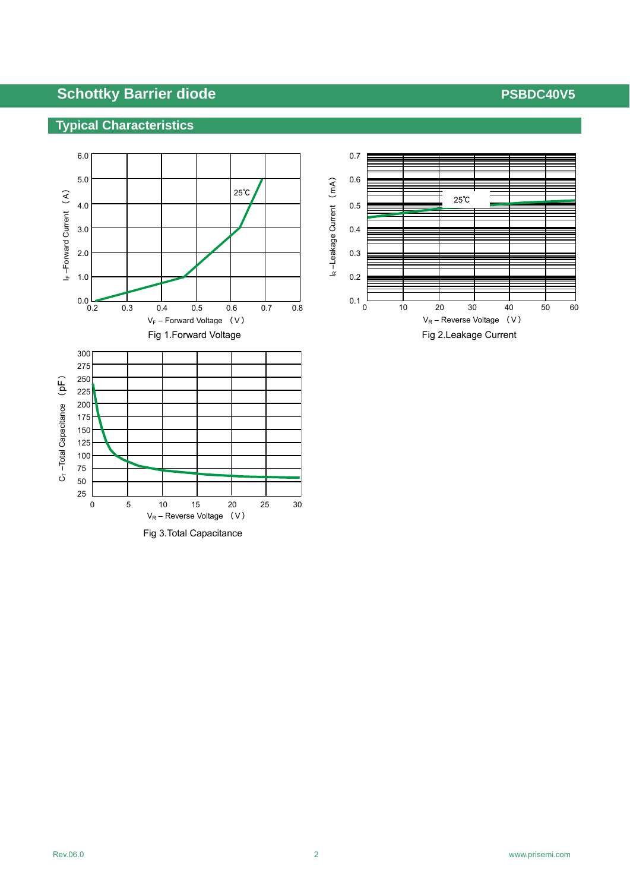## Typical Characteristics

Fig 1.Forward Voltage

Fig 2.Leakage Current

Fig 3.Total Capacitance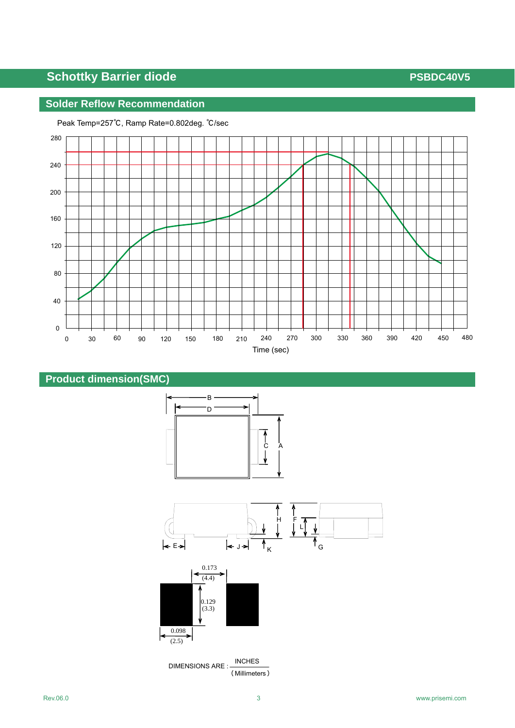## Solder Reflow Recommendation

Peak Temp=257℃, Ramp Rate=0.802deg. ℃/sec

Time (sec)

## Product dimension(SMC)

0.173 (4.4)

0.129 (3.3)

0.098 (2.5)

DIMENSIONS ARE : INCHES / (Millimeters)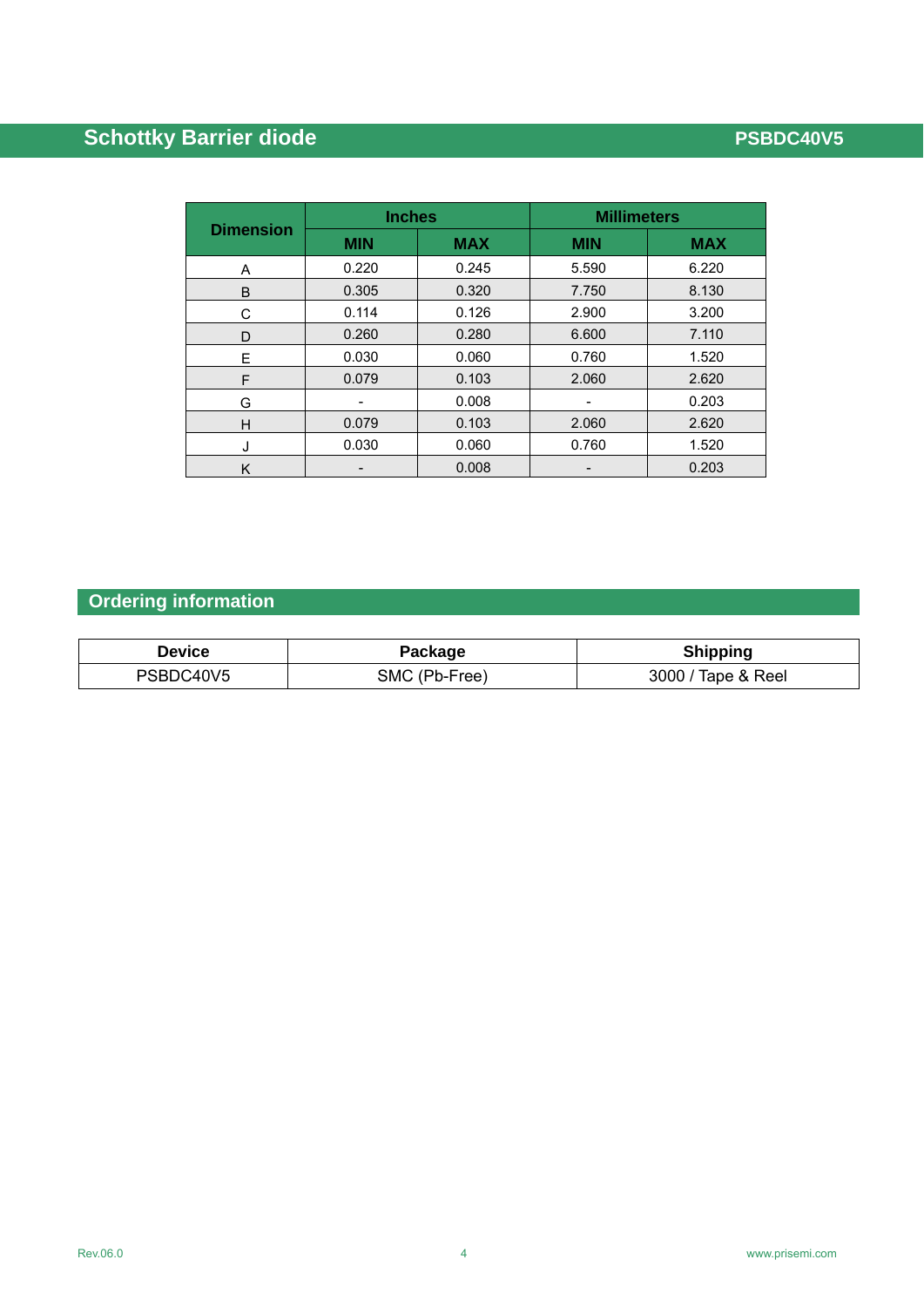| Dimension | Inches | | Millimeters | |
|---|---|---|---|---|
| | MIN | MAX | MIN | MAX |
| A | 0.220 | 0.245 | 5.590 | 6.220 |
| B | 0.305 | 0.320 | 7.750 | 8.130 |
| C | 0.114 | 0.126 | 2.900 | 3.200 |
| D | 0.260 | 0.280 | 6.600 | 7.110 |
| E | 0.030 | 0.060 | 0.760 | 1.520 |
| F | 0.079 | 0.103 | 2.060 | 2.620 |
| G | - | 0.008 | - | 0.203 |
| H | 0.079 | 0.103 | 2.060 | 2.620 |
| J | 0.030 | 0.060 | 0.760 | 1.520 |
| K | - | 0.008 | - | 0.203 |

## Ordering information

| Device | Package | Shipping |
|---|---|---|
| PSBDC40V5 | SMC (Pb-Free) | 3000 / Tape & Reel |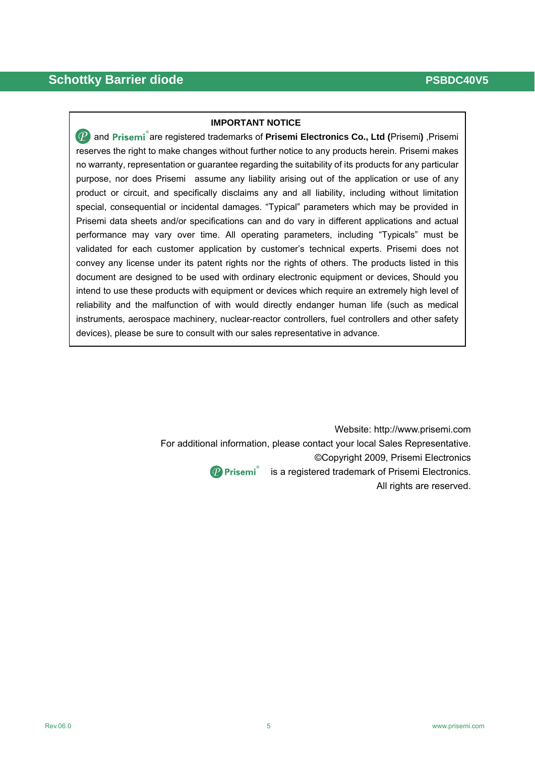## IMPORTANT NOTICE

and **Prisemi**® are registered trademarks of **Prisemi Electronics Co., Ltd (**Prisemi**)** ,Prisemi reserves the right to make changes without further notice to any products herein. Prisemi makes no warranty, representation or guarantee regarding the suitability of its products for any particular purpose, nor does Prisemi assume any liability arising out of the application or use of any product or circuit, and specifically disclaims any and all liability, including without limitation special, consequential or incidental damages. "Typical" parameters which may be provided in Prisemi data sheets and/or specifications can and do vary in different applications and actual performance may vary over time. All operating parameters, including "Typicals" must be validated for each customer application by customer's technical experts. Prisemi does not convey any license under its patent rights nor the rights of others. The products listed in this document are designed to be used with ordinary electronic equipment or devices, Should you intend to use these products with equipment or devices which require an extremely high level of reliability and the malfunction of with would directly endanger human life (such as medical instruments, aerospace machinery, nuclear-reactor controllers, fuel controllers and other safety devices), please be sure to consult with our sales representative in advance.

Website: http://www.prisemi.com

For additional information, please contact your local Sales Representative.

©Copyright 2009, Prisemi Electronics

Prisemi® is a registered trademark of Prisemi Electronics.

All rights are reserved.